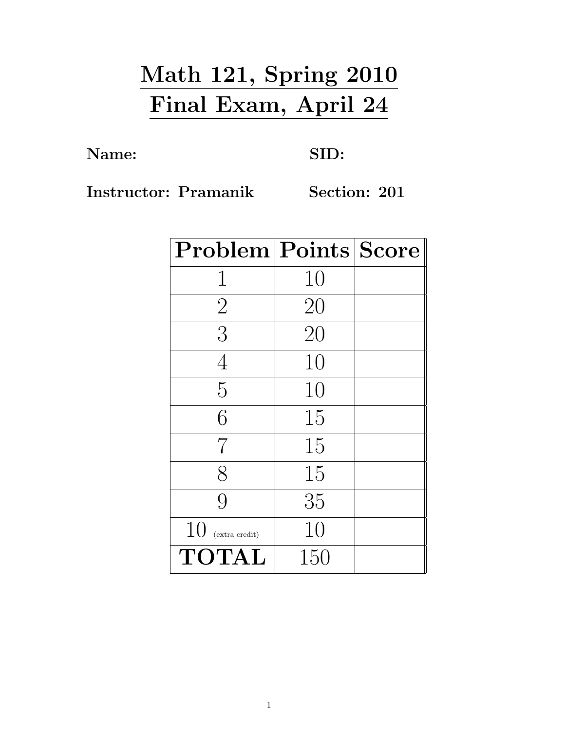# Math 121, Spring 2010
# Final Exam, April 24

**Name:** **SID:**

**Instructor: Pramanik** **Section: 201**

| Problem | Points | Score |
|---|---|---|
| 1 | 10 | |
| 2 | 20 | |
| 3 | 20 | |
| 4 | 10 | |
| 5 | 10 | |
| 6 | 15 | |
| 7 | 15 | |
| 8 | 15 | |
| 9 | 35 | |
| 10 (extra credit) | 10 | |
| **TOTAL** | 150 | |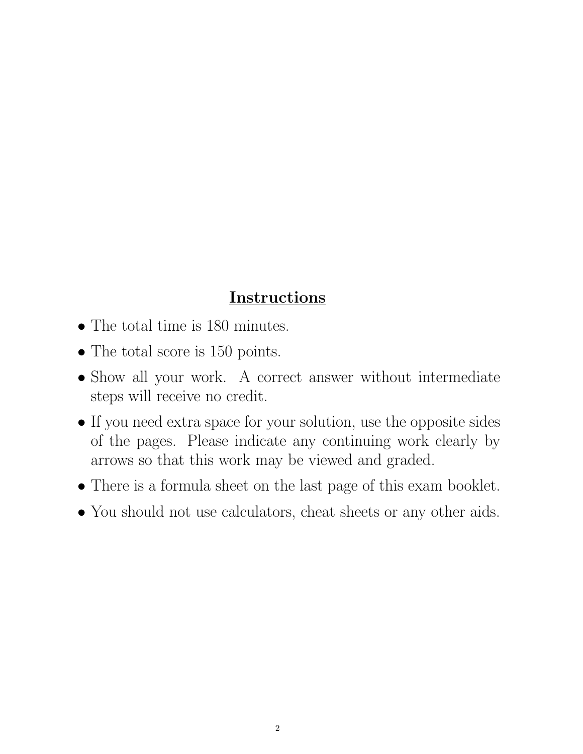## <u>Instructions</u>

- The total time is 180 minutes.
- The total score is 150 points.
- Show all your work. A correct answer without intermediate steps will receive no credit.
- If you need extra space for your solution, use the opposite sides of the pages. Please indicate any continuing work clearly by arrows so that this work may be viewed and graded.
- There is a formula sheet on the last page of this exam booklet.
- You should not use calculators, cheat sheets or any other aids.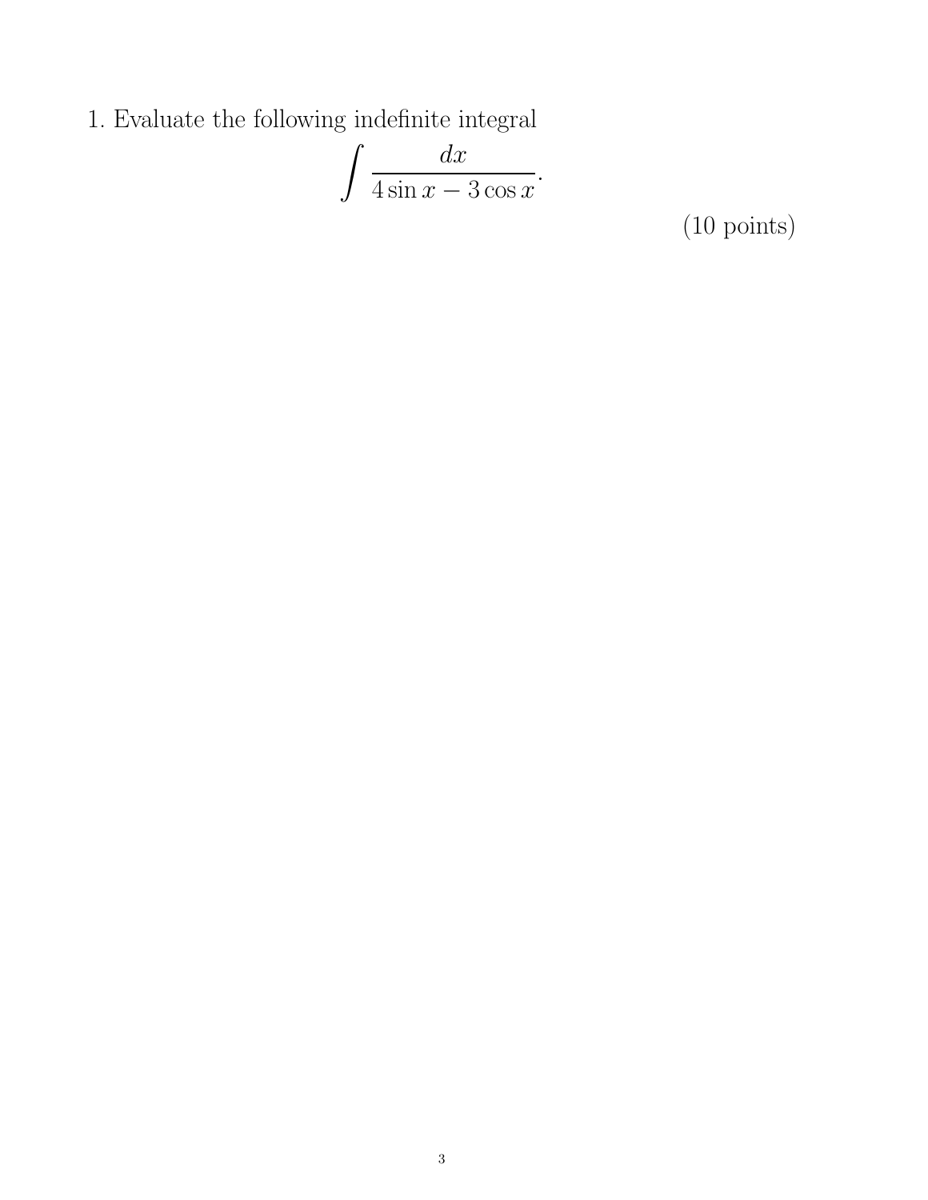1. Evaluate the following indefinite integral

$$\int \frac{dx}{4\sin x - 3\cos x}.$$

(10 points)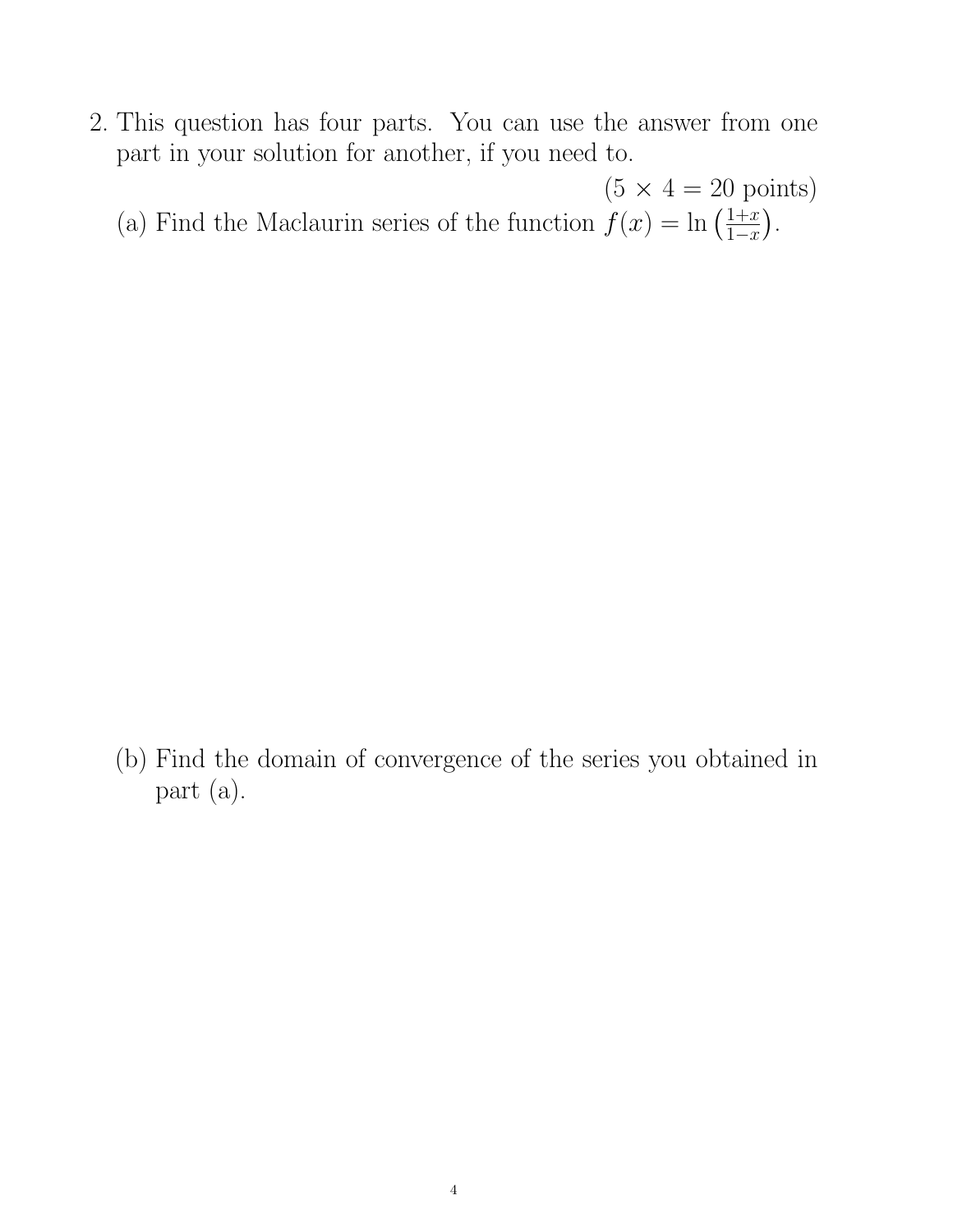2. This question has four parts. You can use the answer from one part in your solution for another, if you need to.

$(5 \times 4 = 20$ points$)$

(a) Find the Maclaurin series of the function $f(x) = \ln\left(\frac{1+x}{1-x}\right)$.

(b) Find the domain of convergence of the series you obtained in part (a).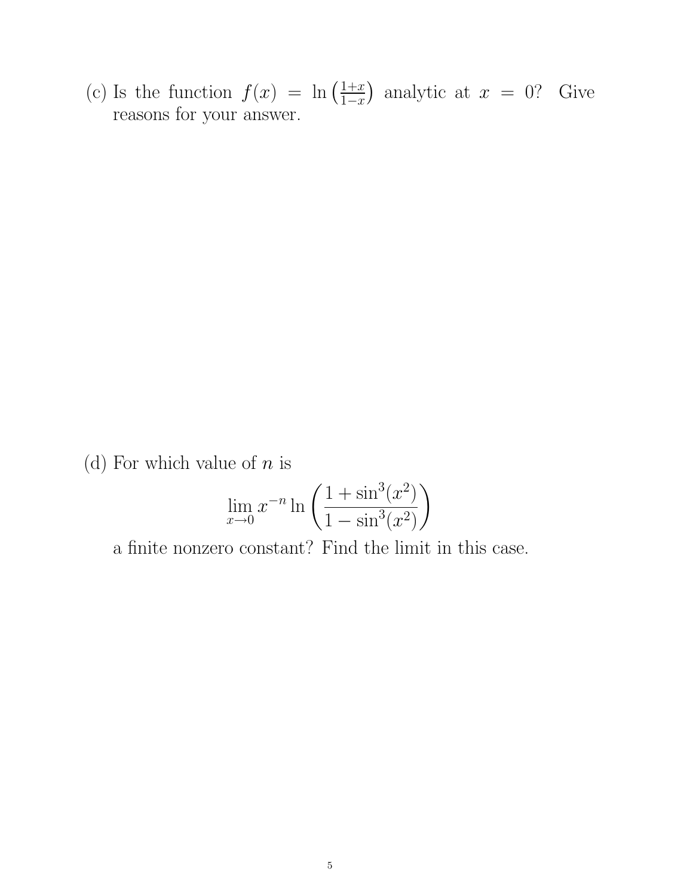(c) Is the function $f(x) = \ln\left(\frac{1+x}{1-x}\right)$ analytic at $x = 0$? Give reasons for your answer.

(d) For which value of $n$ is

$$\lim_{x \to 0} x^{-n} \ln\left(\frac{1 + \sin^3(x^2)}{1 - \sin^3(x^2)}\right)$$

a finite nonzero constant? Find the limit in this case.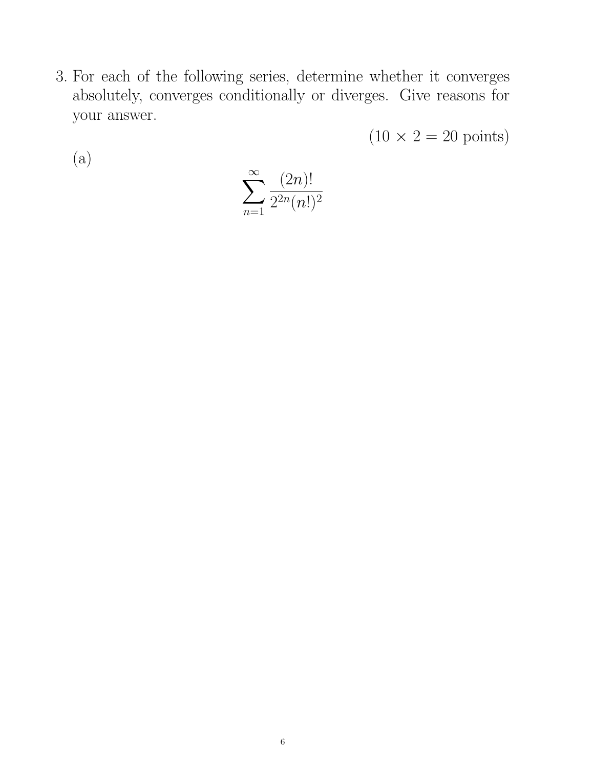3. For each of the following series, determine whether it converges absolutely, converges conditionally or diverges. Give reasons for your answer.

$$(10 \times 2 = 20 \text{ points})$$

(a)

$$\sum_{n=1}^{\infty} \frac{(2n)!}{2^{2n}(n!)^2}$$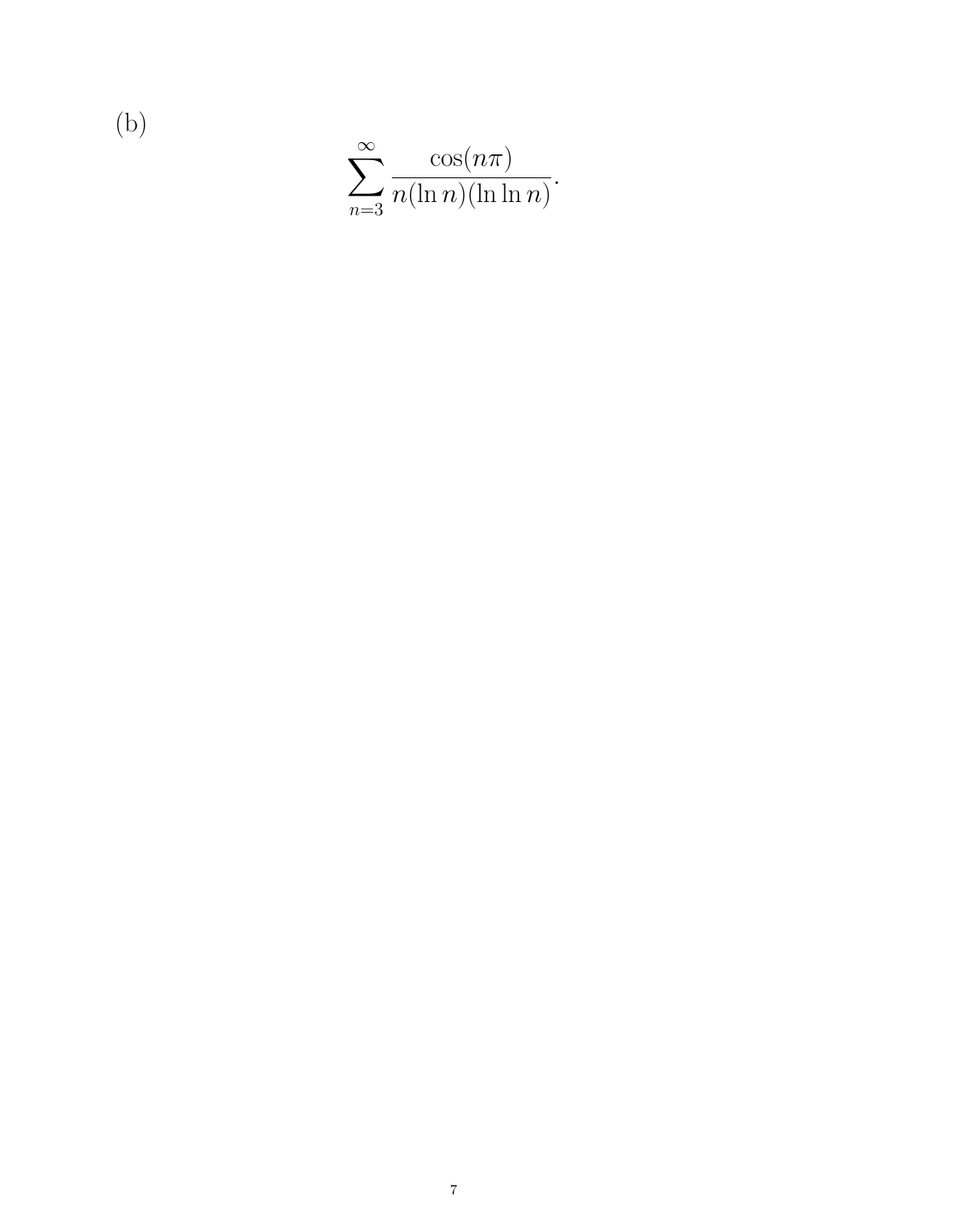(b)

$$\sum_{n=3}^{\infty} \frac{\cos(n\pi)}{n(\ln n)(\ln \ln n)}.$$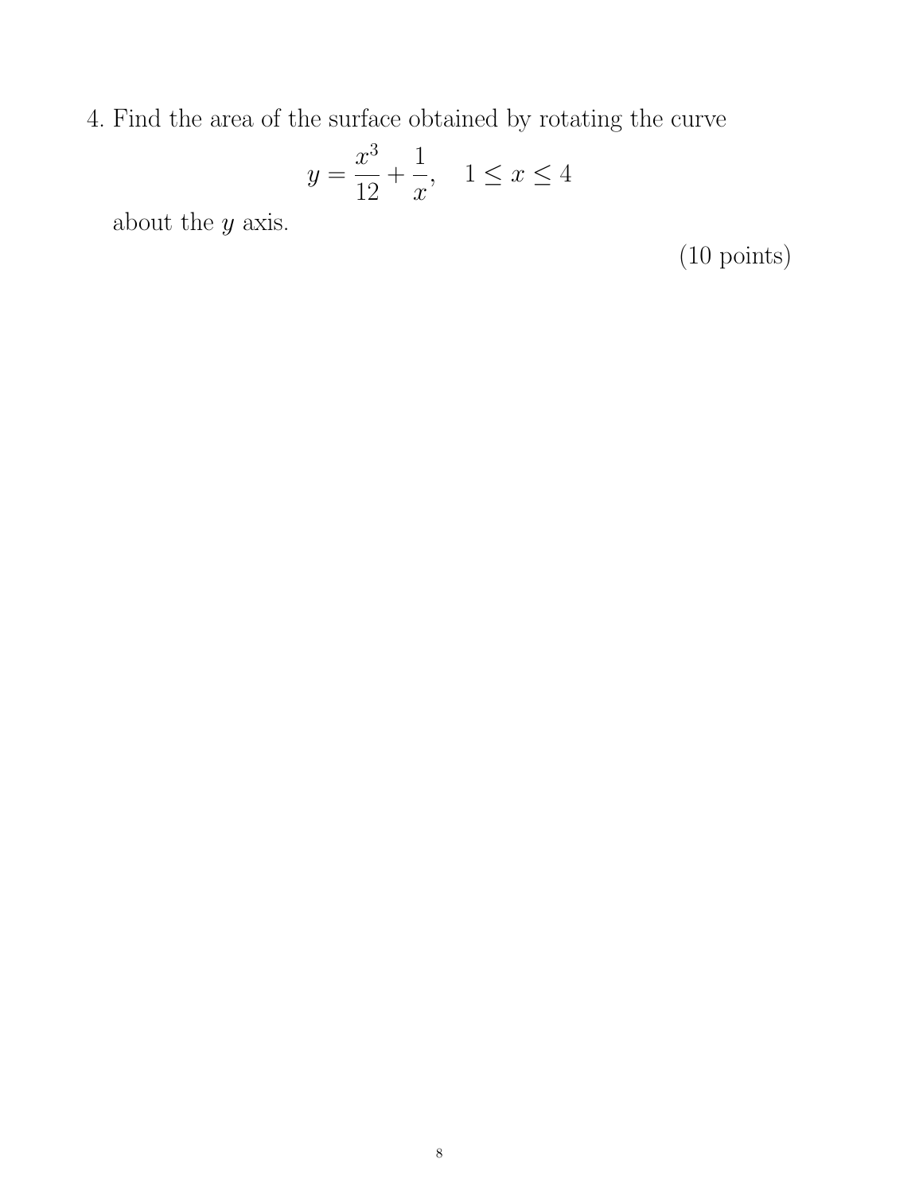4. Find the area of the surface obtained by rotating the curve

$$y = \frac{x^3}{12} + \frac{1}{x}, \quad 1 \le x \le 4$$

about the $y$ axis.

(10 points)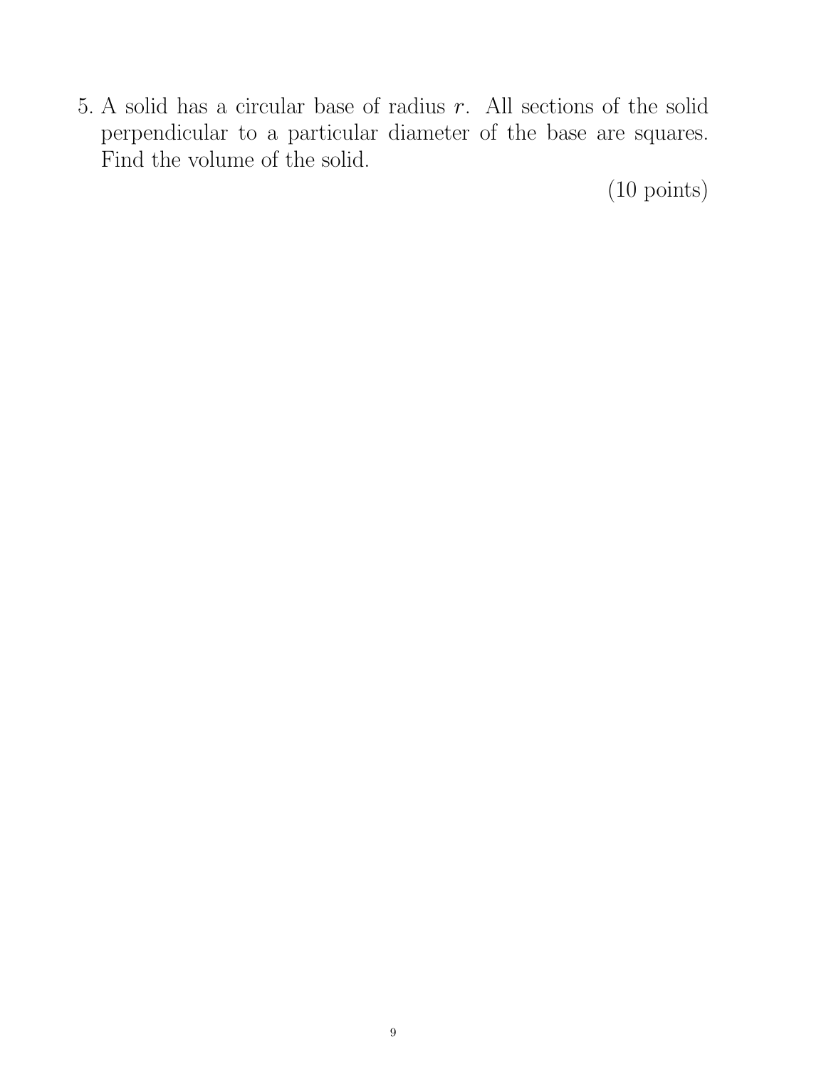5. A solid has a circular base of radius $r$. All sections of the solid perpendicular to a particular diameter of the base are squares. Find the volume of the solid.

(10 points)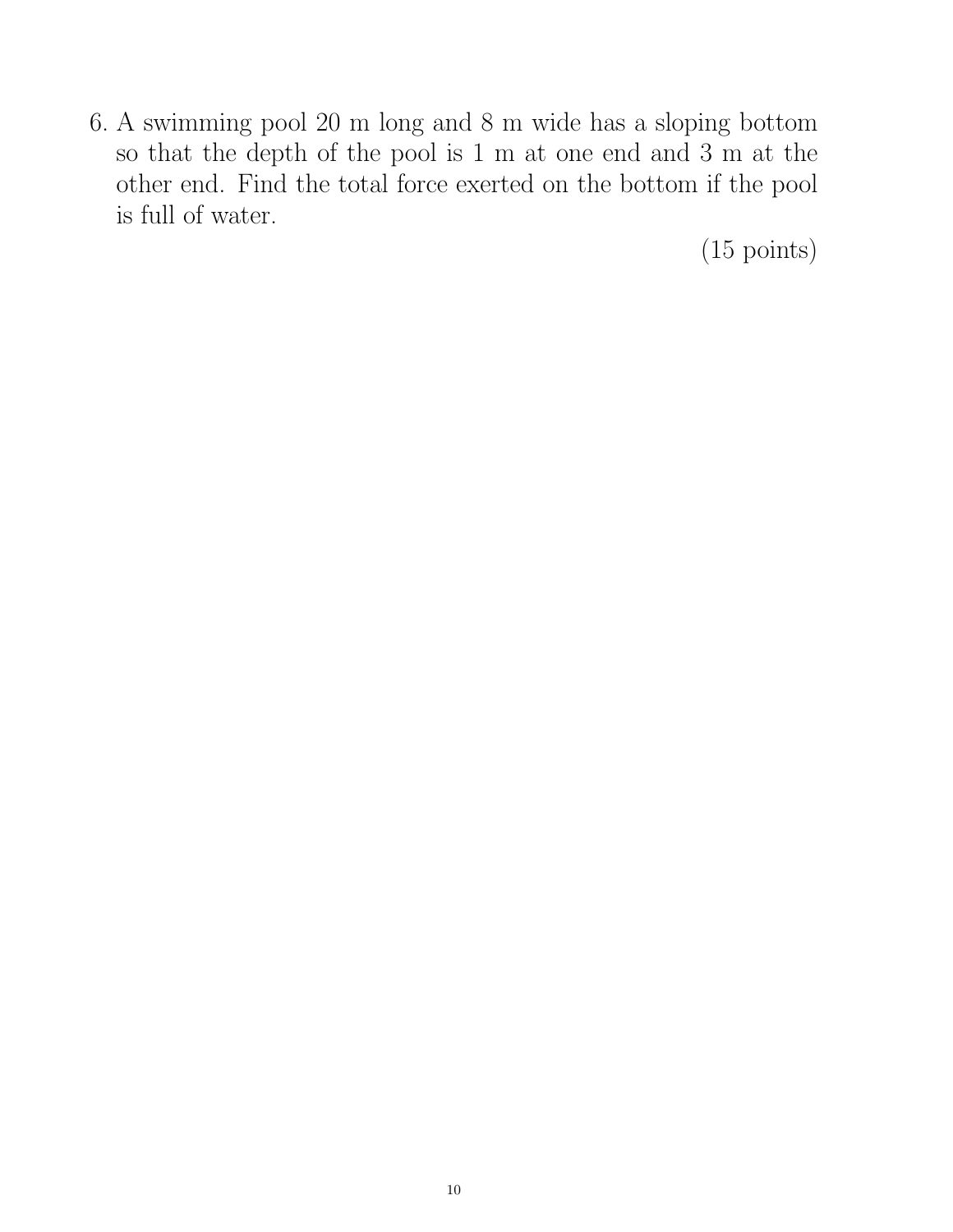6. A swimming pool 20 m long and 8 m wide has a sloping bottom so that the depth of the pool is 1 m at one end and 3 m at the other end. Find the total force exerted on the bottom if the pool is full of water.

(15 points)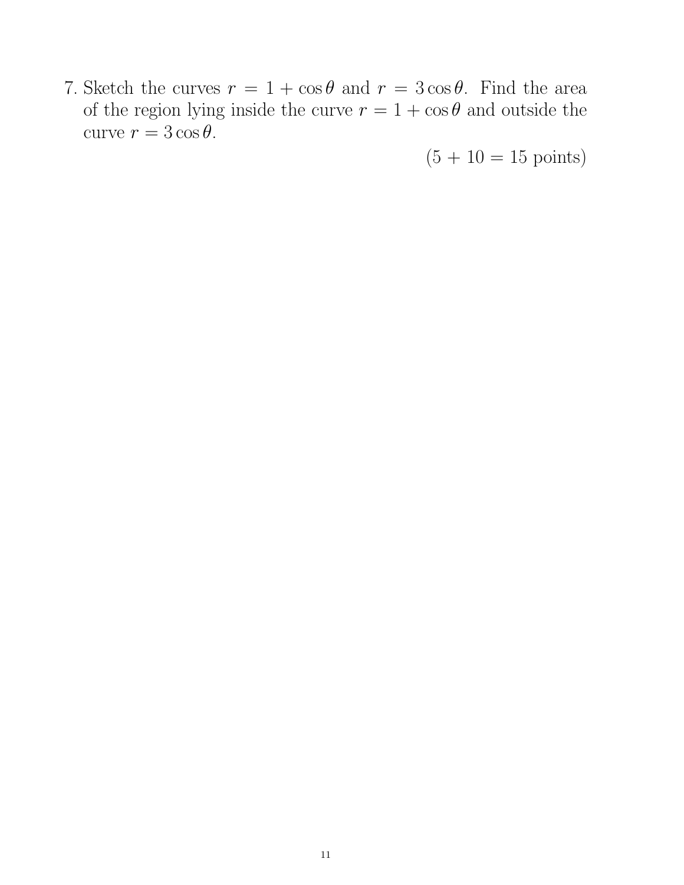7. Sketch the curves $r = 1 + \cos\theta$ and $r = 3\cos\theta$. Find the area of the region lying inside the curve $r = 1 + \cos\theta$ and outside the curve $r = 3\cos\theta$.

(5 + 10 = 15 points)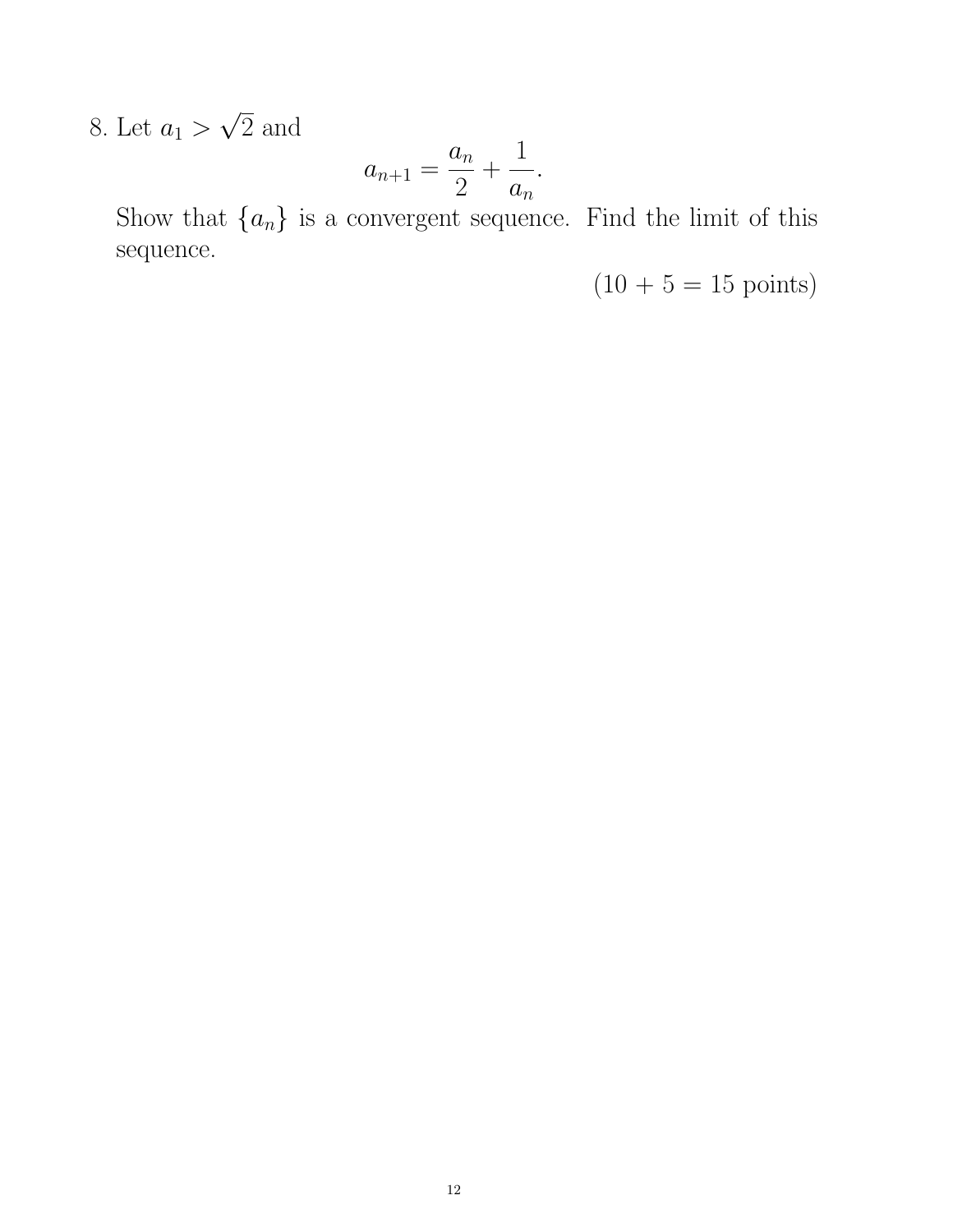8. Let $a_1 > \sqrt{2}$ and

$$a_{n+1} = \frac{a_n}{2} + \frac{1}{a_n}.$$

Show that $\{a_n\}$ is a convergent sequence. Find the limit of this sequence.

(10 + 5 = 15 points)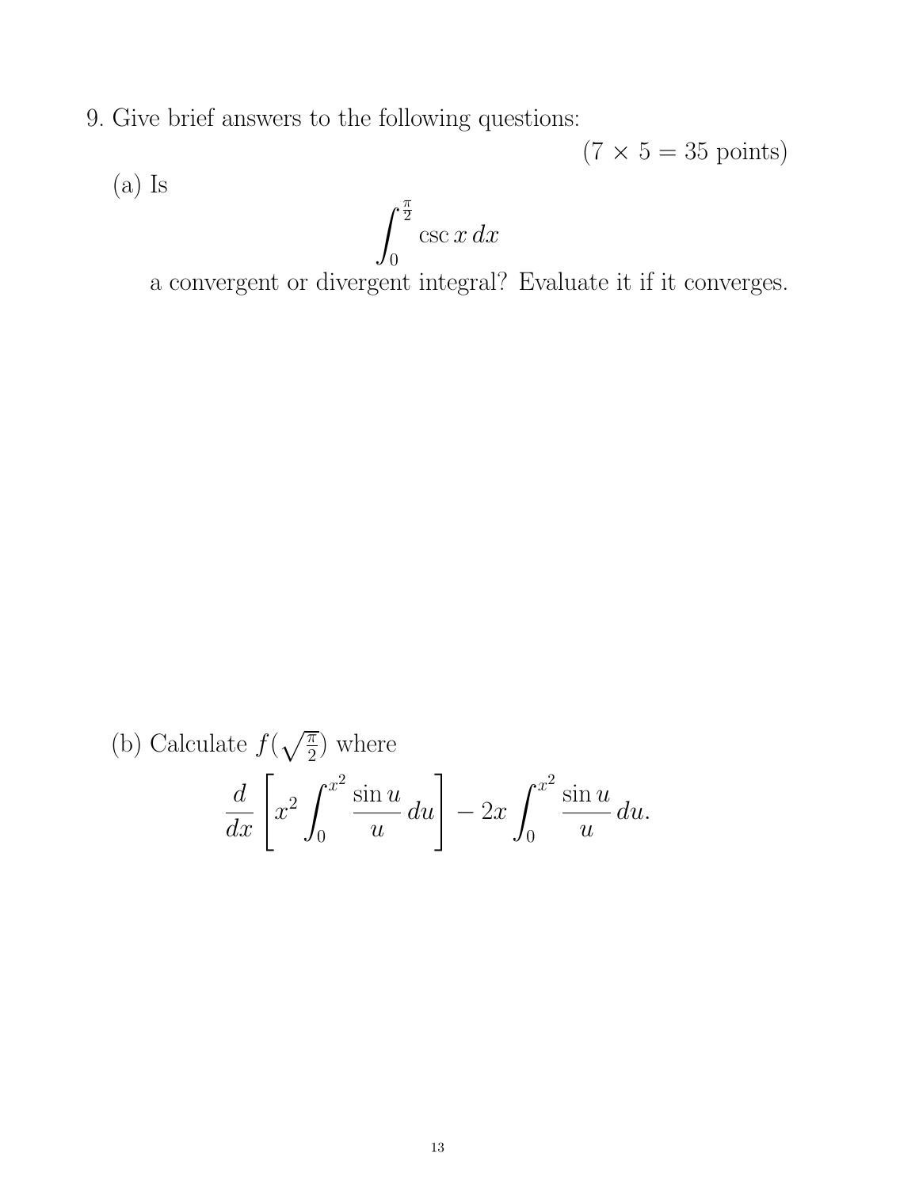9. Give brief answers to the following questions:

(7 × 5 = 35 points)

(a) Is

$$\int_0^{\frac{\pi}{2}} \csc x \, dx$$

a convergent or divergent integral? Evaluate it if it converges.

(b) Calculate $f(\sqrt{\frac{\pi}{2}})$ where

$$\frac{d}{dx}\left[x^2 \int_0^{x^2} \frac{\sin u}{u}\, du\right] - 2x \int_0^{x^2} \frac{\sin u}{u}\, du.$$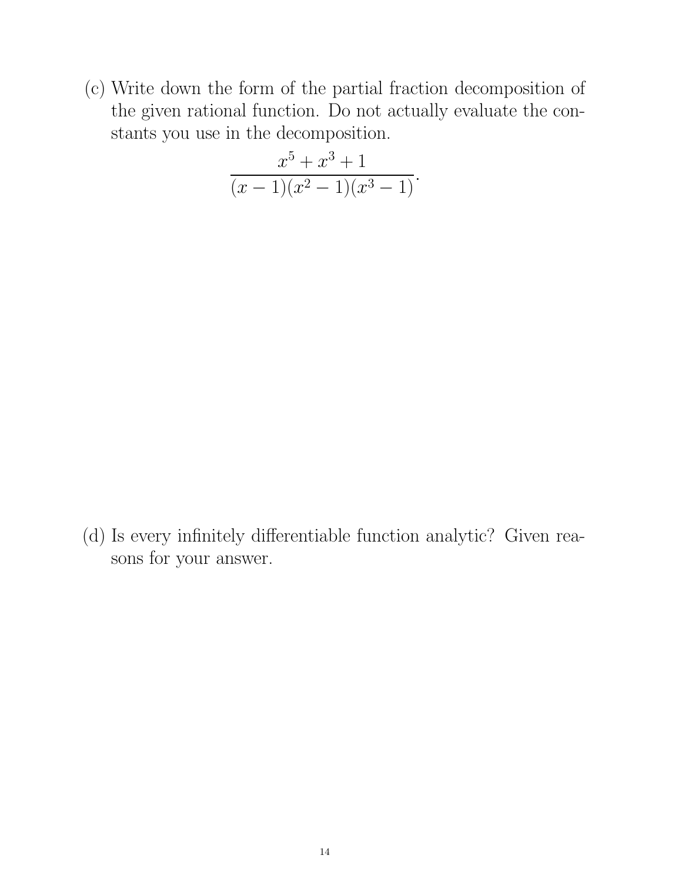(c) Write down the form of the partial fraction decomposition of the given rational function. Do not actually evaluate the constants you use in the decomposition.

$$\frac{x^5 + x^3 + 1}{(x-1)(x^2-1)(x^3-1)}.$$

(d) Is every infinitely differentiable function analytic? Given reasons for your answer.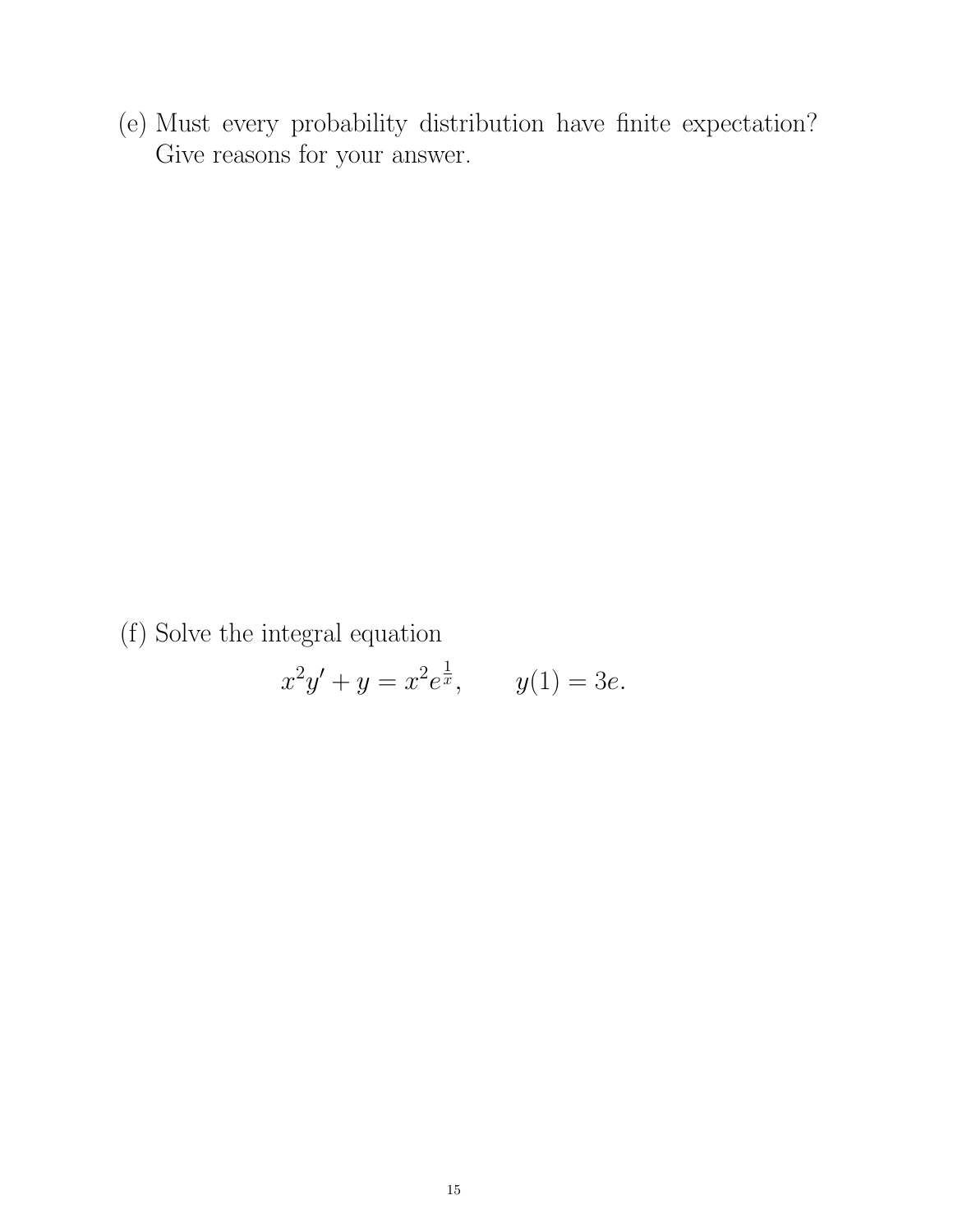(e) Must every probability distribution have finite expectation? Give reasons for your answer.

(f) Solve the integral equation

$$x^2 y' + y = x^2 e^{\frac{1}{x}}, \qquad y(1) = 3e.$$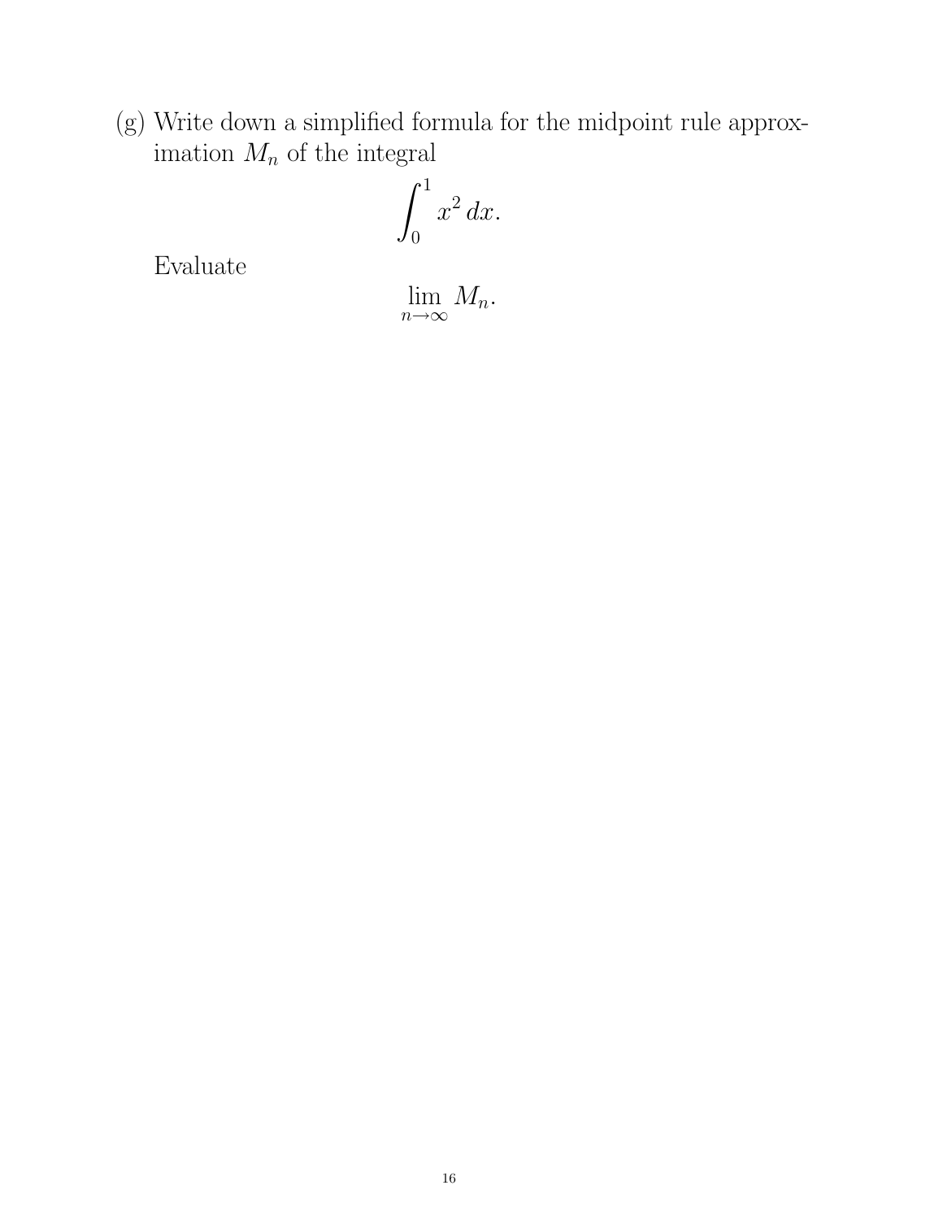(g) Write down a simplified formula for the midpoint rule approximation $M_n$ of the integral

$$\int_0^1 x^2 \, dx.$$

Evaluate

$$\lim_{n \to \infty} M_n.$$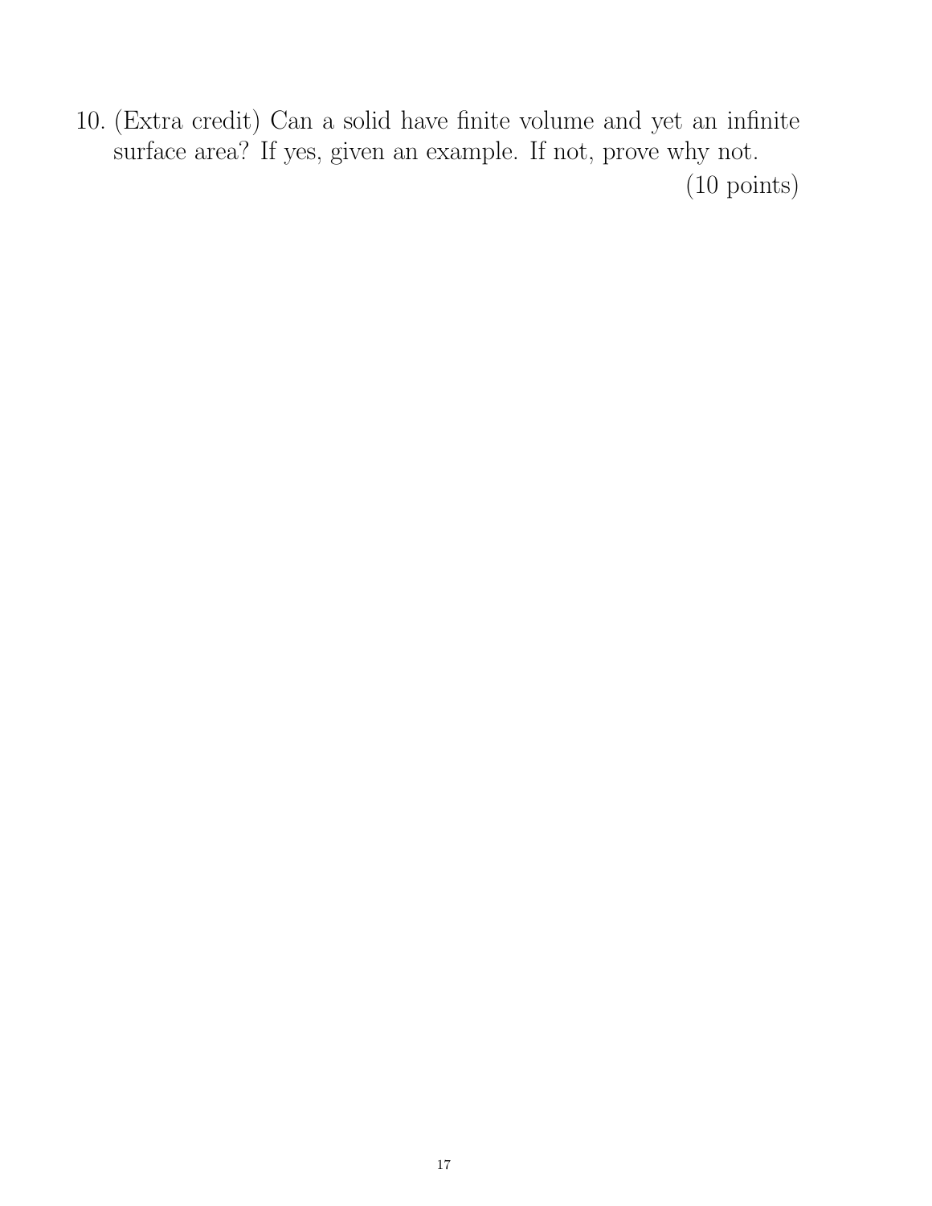10. (Extra credit) Can a solid have finite volume and yet an infinite surface area? If yes, given an example. If not, prove why not.
(10 points)